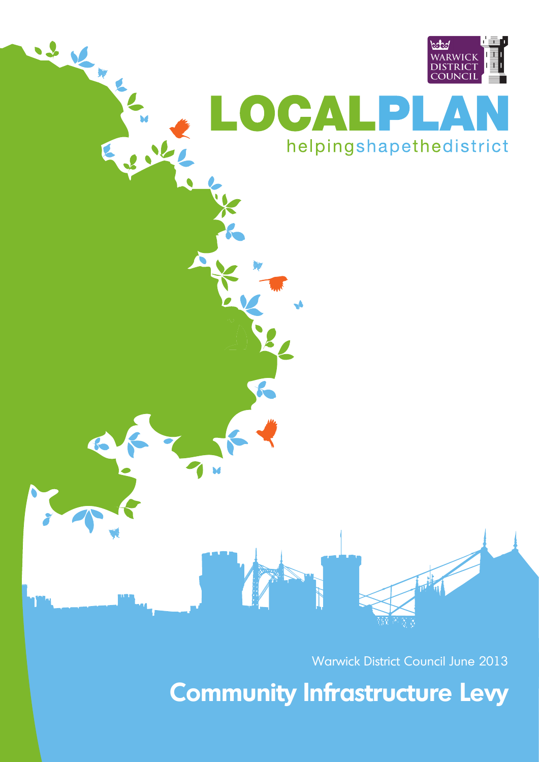WARWICK DISTRICT COUNCIL

# LOCALPLAN

helpingshapethedistrict

Warwick District Council June 2013

# Community Infrastructure Levy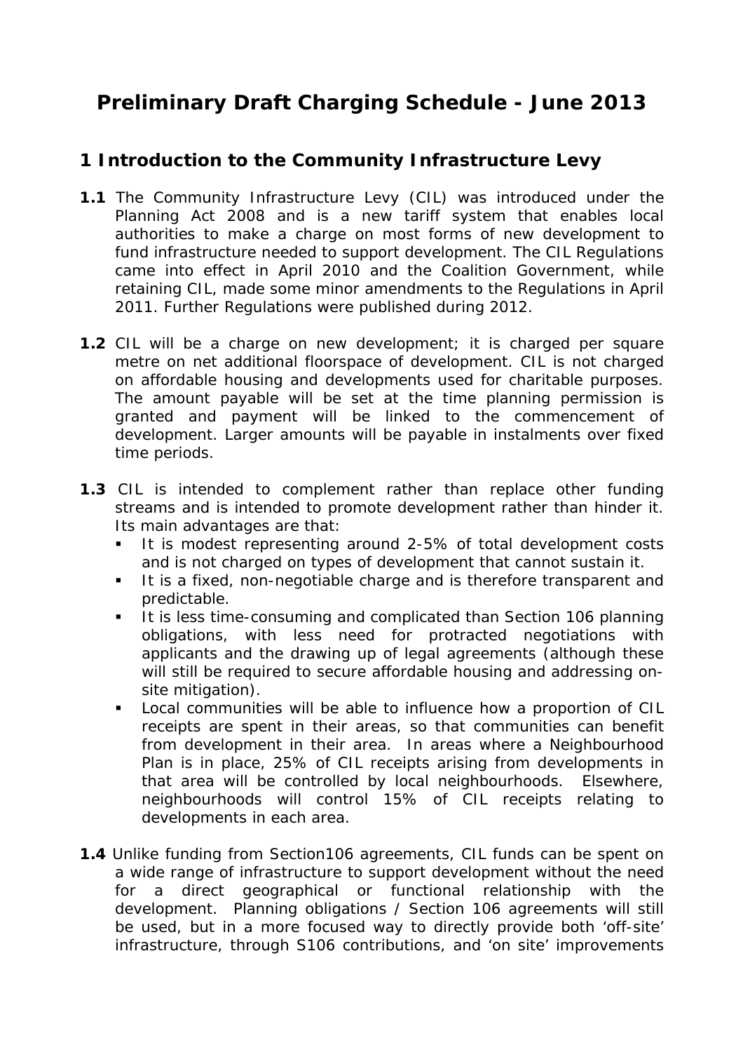# Preliminary Draft Charging Schedule - June 2013

## 1 Introduction to the Community Infrastructure Levy

**1.1** The Community Infrastructure Levy (CIL) was introduced under the Planning Act 2008 and is a new tariff system that enables local authorities to make a charge on most forms of new development to fund infrastructure needed to support development. The CIL Regulations came into effect in April 2010 and the Coalition Government, while retaining CIL, made some minor amendments to the Regulations in April 2011. Further Regulations were published during 2012.

**1.2** CIL will be a charge on new development; it is charged per square metre on net additional floorspace of development. CIL is not charged on affordable housing and developments used for charitable purposes. The amount payable will be set at the time planning permission is granted and payment will be linked to the commencement of development. Larger amounts will be payable in instalments over fixed time periods.

**1.3** CIL is intended to complement rather than replace other funding streams and is intended to promote development rather than hinder it. Its main advantages are that:

- It is modest representing around 2-5% of total development costs and is not charged on types of development that cannot sustain it.
- It is a fixed, non-negotiable charge and is therefore transparent and predictable.
- It is less time-consuming and complicated than Section 106 planning obligations, with less need for protracted negotiations with applicants and the drawing up of legal agreements (although these will still be required to secure affordable housing and addressing on-site mitigation).
- Local communities will be able to influence how a proportion of CIL receipts are spent in their areas, so that communities can benefit from development in their area. In areas where a Neighbourhood Plan is in place, 25% of CIL receipts arising from developments in that area will be controlled by local neighbourhoods. Elsewhere, neighbourhoods will control 15% of CIL receipts relating to developments in each area.

**1.4** Unlike funding from Section106 agreements, CIL funds can be spent on a wide range of infrastructure to support development without the need for a direct geographical or functional relationship with the development. Planning obligations / Section 106 agreements will still be used, but in a more focused way to directly provide both 'off-site' infrastructure, through S106 contributions, and 'on site' improvements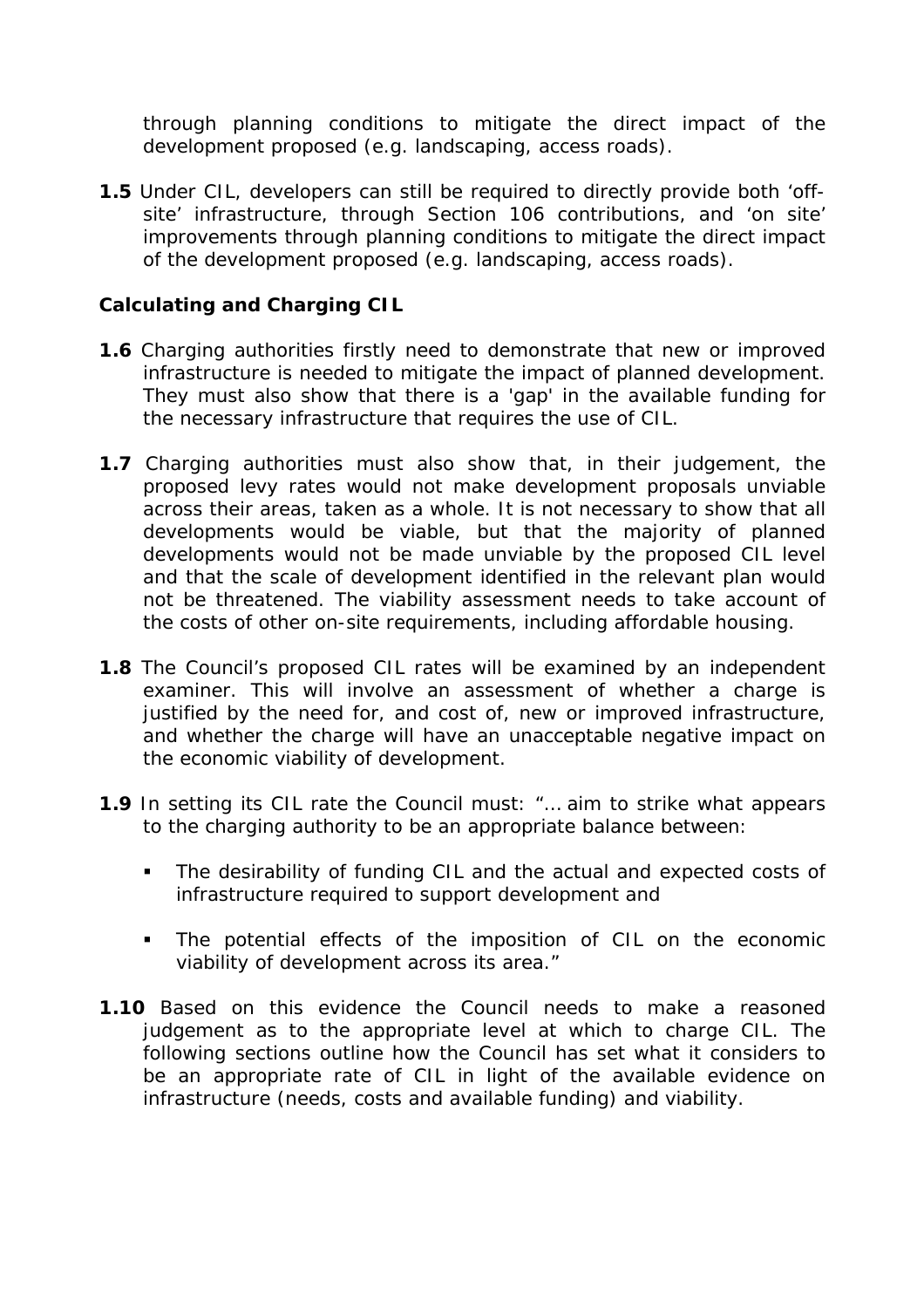through planning conditions to mitigate the direct impact of the development proposed (e.g. landscaping, access roads).

**1.5** Under CIL, developers can still be required to directly provide both 'off-site' infrastructure, through Section 106 contributions, and 'on site' improvements through planning conditions to mitigate the direct impact of the development proposed (e.g. landscaping, access roads).

**Calculating and Charging CIL**

**1.6** Charging authorities firstly need to demonstrate that new or improved infrastructure is needed to mitigate the impact of planned development. They must also show that there is a 'gap' in the available funding for the necessary infrastructure that requires the use of CIL.

**1.7** Charging authorities must also show that, in their judgement, the proposed levy rates would not make development proposals unviable across their areas, taken as a whole. It is not necessary to show that all developments would be viable, but that the majority of planned developments would not be made unviable by the proposed CIL level and that the scale of development identified in the relevant plan would not be threatened. The viability assessment needs to take account of the costs of other on-site requirements, including affordable housing.

**1.8** The Council's proposed CIL rates will be examined by an independent examiner. This will involve an assessment of whether a charge is justified by the need for, and cost of, new or improved infrastructure, and whether the charge will have an unacceptable negative impact on the economic viability of development.

**1.9** In setting its CIL rate the Council must: "… aim to strike what appears to the charging authority to be an appropriate balance between:

- The desirability of funding CIL and the actual and expected costs of infrastructure required to support development and
- The potential effects of the imposition of CIL on the economic viability of development across its area."

**1.10** Based on this evidence the Council needs to make a reasoned judgement as to the appropriate level at which to charge CIL. The following sections outline how the Council has set what it considers to be an appropriate rate of CIL in light of the available evidence on infrastructure (needs, costs and available funding) and viability.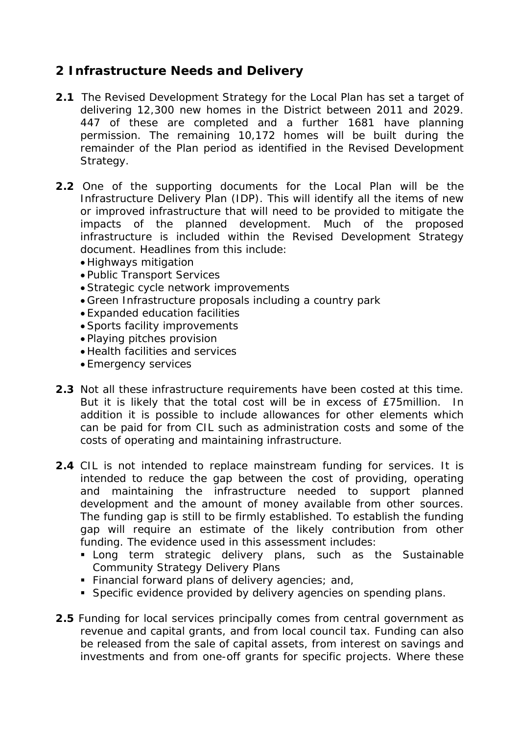## 2 Infrastructure Needs and Delivery

**2.1** The Revised Development Strategy for the Local Plan has set a target of delivering 12,300 new homes in the District between 2011 and 2029. 447 of these are completed and a further 1681 have planning permission. The remaining 10,172 homes will be built during the remainder of the Plan period as identified in the Revised Development Strategy.

**2.2** One of the supporting documents for the Local Plan will be the Infrastructure Delivery Plan (IDP). This will identify all the items of new or improved infrastructure that will need to be provided to mitigate the impacts of the planned development. Much of the proposed infrastructure is included within the Revised Development Strategy document. Headlines from this include:

- Highways mitigation
- Public Transport Services
- Strategic cycle network improvements
- Green Infrastructure proposals including a country park
- Expanded education facilities
- Sports facility improvements
- Playing pitches provision
- Health facilities and services
- Emergency services

**2.3** Not all these infrastructure requirements have been costed at this time. But it is likely that the total cost will be in excess of £75million. In addition it is possible to include allowances for other elements which can be paid for from CIL such as administration costs and some of the costs of operating and maintaining infrastructure.

**2.4** CIL is not intended to replace mainstream funding for services. It is intended to reduce the gap between the cost of providing, operating and maintaining the infrastructure needed to support planned development and the amount of money available from other sources. The funding gap is still to be firmly established. To establish the funding gap will require an estimate of the likely contribution from other funding. The evidence used in this assessment includes:

- Long term strategic delivery plans, such as the Sustainable Community Strategy Delivery Plans
- Financial forward plans of delivery agencies; and,
- Specific evidence provided by delivery agencies on spending plans.

**2.5** Funding for local services principally comes from central government as revenue and capital grants, and from local council tax. Funding can also be released from the sale of capital assets, from interest on savings and investments and from one-off grants for specific projects. Where these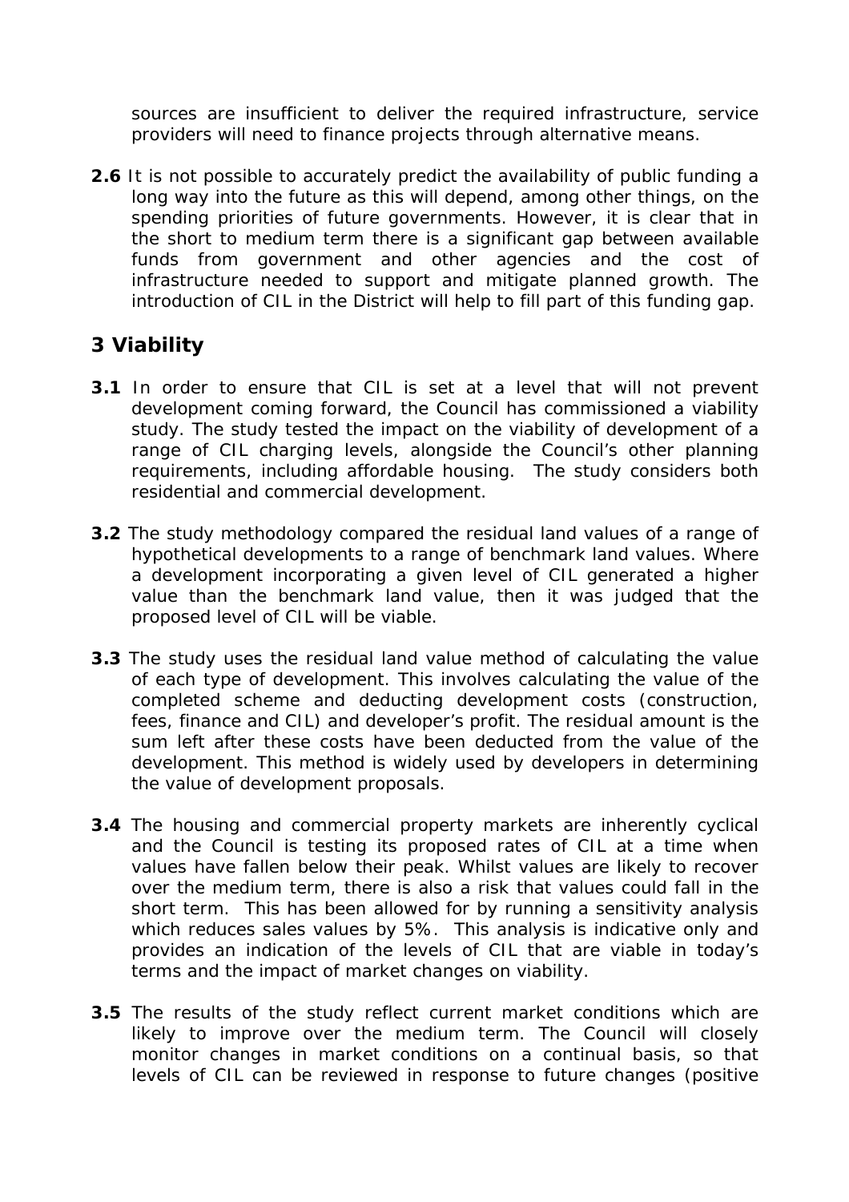sources are insufficient to deliver the required infrastructure, service providers will need to finance projects through alternative means.

**2.6** It is not possible to accurately predict the availability of public funding a long way into the future as this will depend, among other things, on the spending priorities of future governments. However, it is clear that in the short to medium term there is a significant gap between available funds from government and other agencies and the cost of infrastructure needed to support and mitigate planned growth. The introduction of CIL in the District will help to fill part of this funding gap.

## 3 Viability

**3.1** In order to ensure that CIL is set at a level that will not prevent development coming forward, the Council has commissioned a viability study. The study tested the impact on the viability of development of a range of CIL charging levels, alongside the Council's other planning requirements, including affordable housing. The study considers both residential and commercial development.

**3.2** The study methodology compared the residual land values of a range of hypothetical developments to a range of benchmark land values. Where a development incorporating a given level of CIL generated a higher value than the benchmark land value, then it was judged that the proposed level of CIL will be viable.

**3.3** The study uses the residual land value method of calculating the value of each type of development. This involves calculating the value of the completed scheme and deducting development costs (construction, fees, finance and CIL) and developer's profit. The residual amount is the sum left after these costs have been deducted from the value of the development. This method is widely used by developers in determining the value of development proposals.

**3.4** The housing and commercial property markets are inherently cyclical and the Council is testing its proposed rates of CIL at a time when values have fallen below their peak. Whilst values are likely to recover over the medium term, there is also a risk that values could fall in the short term. This has been allowed for by running a sensitivity analysis which reduces sales values by 5%. This analysis is indicative only and provides an indication of the levels of CIL that are viable in today's terms and the impact of market changes on viability.

**3.5** The results of the study reflect current market conditions which are likely to improve over the medium term. The Council will closely monitor changes in market conditions on a continual basis, so that levels of CIL can be reviewed in response to future changes (positive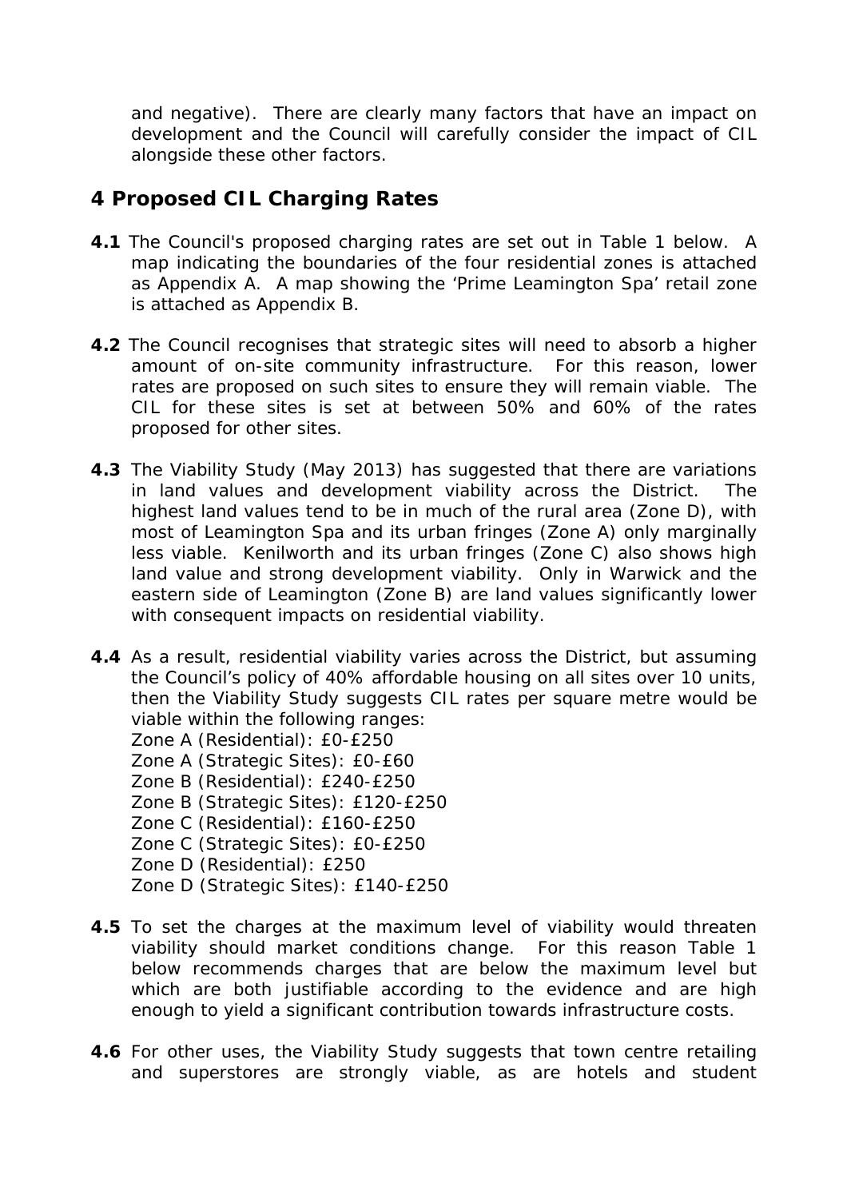and negative). There are clearly many factors that have an impact on development and the Council will carefully consider the impact of CIL alongside these other factors.

## 4 Proposed CIL Charging Rates

**4.1** The Council's proposed charging rates are set out in Table 1 below. A map indicating the boundaries of the four residential zones is attached as Appendix A. A map showing the 'Prime Leamington Spa' retail zone is attached as Appendix B.

**4.2** The Council recognises that strategic sites will need to absorb a higher amount of on-site community infrastructure. For this reason, lower rates are proposed on such sites to ensure they will remain viable. The CIL for these sites is set at between 50% and 60% of the rates proposed for other sites.

**4.3** The Viability Study (May 2013) has suggested that there are variations in land values and development viability across the District. The highest land values tend to be in much of the rural area (Zone D), with most of Leamington Spa and its urban fringes (Zone A) only marginally less viable. Kenilworth and its urban fringes (Zone C) also shows high land value and strong development viability. Only in Warwick and the eastern side of Leamington (Zone B) are land values significantly lower with consequent impacts on residential viability.

**4.4** As a result, residential viability varies across the District, but assuming the Council's policy of 40% affordable housing on all sites over 10 units, then the Viability Study suggests CIL rates per square metre would be viable within the following ranges:
Zone A (Residential): £0-£250
Zone A (Strategic Sites): £0-£60
Zone B (Residential): £240-£250
Zone B (Strategic Sites): £120-£250
Zone C (Residential): £160-£250
Zone C (Strategic Sites): £0-£250
Zone D (Residential): £250
Zone D (Strategic Sites): £140-£250

**4.5** To set the charges at the maximum level of viability would threaten viability should market conditions change. For this reason Table 1 below recommends charges that are below the maximum level but which are both justifiable according to the evidence and are high enough to yield a significant contribution towards infrastructure costs.

**4.6** For other uses, the Viability Study suggests that town centre retailing and superstores are strongly viable, as are hotels and student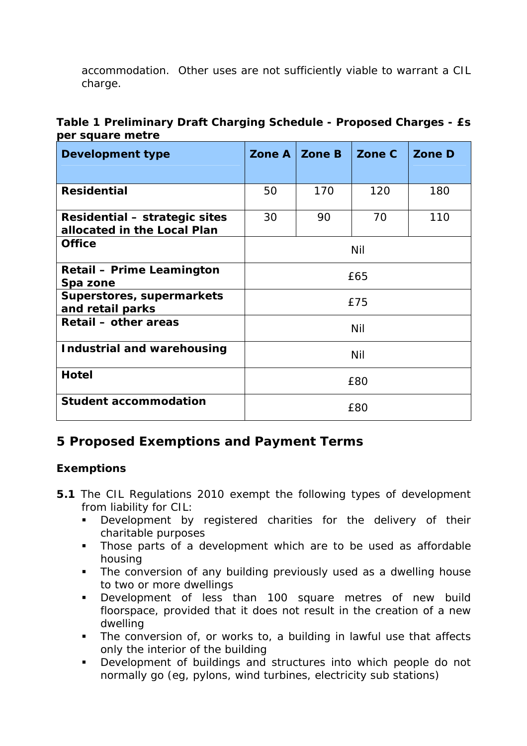accommodation.  Other uses are not sufficiently viable to warrant a CIL charge.

**Table 1 Preliminary Draft Charging Schedule - Proposed Charges - £s per square metre**

| Development type | Zone A | Zone B | Zone C | Zone D |
|---|---|---|---|---|
| **Residential** | 50 | 170 | 120 | 180 |
| **Residential – strategic sites allocated in the Local Plan** | 30 | 90 | 70 | 110 |
| **Office** | Nil | | | |
| **Retail – Prime Leamington Spa zone** | £65 | | | |
| **Superstores, supermarkets and retail parks** | £75 | | | |
| **Retail – other areas** | Nil | | | |
| **Industrial and warehousing** | Nil | | | |
| **Hotel** | £80 | | | |
| **Student accommodation** | £80 | | | |

## 5 Proposed Exemptions and Payment Terms

### Exemptions

**5.1** The CIL Regulations 2010 exempt the following types of development from liability for CIL:

- Development by registered charities for the delivery of their charitable purposes
- Those parts of a development which are to be used as affordable housing
- The conversion of any building previously used as a dwelling house to two or more dwellings
- Development of less than 100 square metres of new build floorspace, provided that it does not result in the creation of a new dwelling
- The conversion of, or works to, a building in lawful use that affects only the interior of the building
- Development of buildings and structures into which people do not normally go (eg, pylons, wind turbines, electricity sub stations)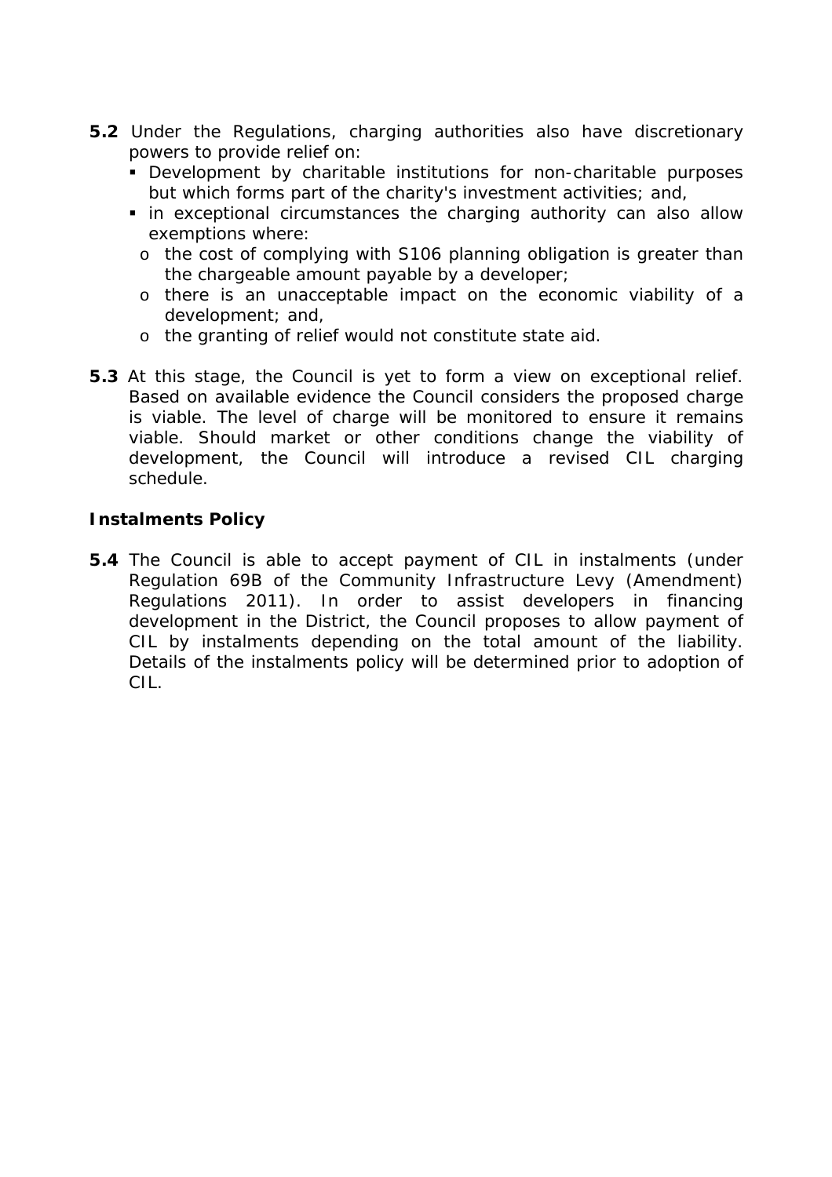**5.2** Under the Regulations, charging authorities also have discretionary powers to provide relief on:

- Development by charitable institutions for non-charitable purposes but which forms part of the charity's investment activities; and,
- in exceptional circumstances the charging authority can also allow exemptions where:
  - the cost of complying with S106 planning obligation is greater than the chargeable amount payable by a developer;
  - there is an unacceptable impact on the economic viability of a development; and,
  - the granting of relief would not constitute state aid.

**5.3** At this stage, the Council is yet to form a view on exceptional relief. Based on available evidence the Council considers the proposed charge is viable. The level of charge will be monitored to ensure it remains viable. Should market or other conditions change the viability of development, the Council will introduce a revised CIL charging schedule.

**Instalments Policy**

**5.4** The Council is able to accept payment of CIL in instalments (under Regulation 69B of the Community Infrastructure Levy (Amendment) Regulations 2011). In order to assist developers in financing development in the District, the Council proposes to allow payment of CIL by instalments depending on the total amount of the liability. Details of the instalments policy will be determined prior to adoption of CIL.